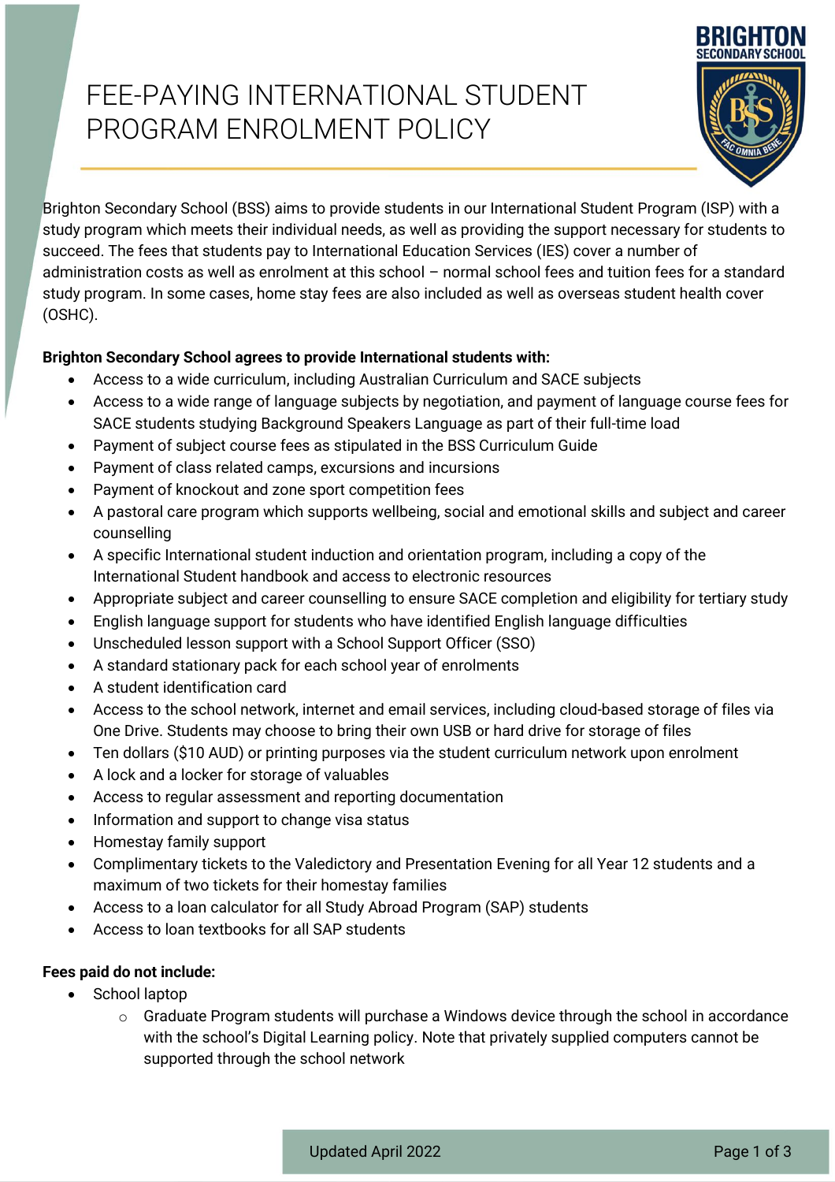# FEE-PAYING INTERNATIONAL STUDENT PROGRAM ENROLMENT POLICY

Brighton Secondary School (BSS) aims to provide students in our International Student Program (ISP) with a study program which meets their individual needs, as well as providing the support necessary for students to succeed. The fees that students pay to International Education Services (IES) cover a number of administration costs as well as enrolment at this school – normal school fees and tuition fees for a standard study program. In some cases, home stay fees are also included as well as overseas student health cover (OSHC).

**Brighton Secondary School agrees to provide International students with:**

- Access to a wide curriculum, including Australian Curriculum and SACE subjects
- Access to a wide range of language subjects by negotiation, and payment of language course fees for SACE students studying Background Speakers Language as part of their full-time load
- Payment of subject course fees as stipulated in the BSS Curriculum Guide
- Payment of class related camps, excursions and incursions
- Payment of knockout and zone sport competition fees
- A pastoral care program which supports wellbeing, social and emotional skills and subject and career counselling
- A specific International student induction and orientation program, including a copy of the International Student handbook and access to electronic resources
- Appropriate subject and career counselling to ensure SACE completion and eligibility for tertiary study
- English language support for students who have identified English language difficulties
- Unscheduled lesson support with a School Support Officer (SSO)
- A standard stationary pack for each school year of enrolments
- A student identification card
- Access to the school network, internet and email services, including cloud-based storage of files via One Drive. Students may choose to bring their own USB or hard drive for storage of files
- Ten dollars ($10 AUD) or printing purposes via the student curriculum network upon enrolment
- A lock and a locker for storage of valuables
- Access to regular assessment and reporting documentation
- Information and support to change visa status
- Homestay family support
- Complimentary tickets to the Valedictory and Presentation Evening for all Year 12 students and a maximum of two tickets for their homestay families
- Access to a loan calculator for all Study Abroad Program (SAP) students
- Access to loan textbooks for all SAP students

**Fees paid do not include:**

- School laptop
  - Graduate Program students will purchase a Windows device through the school in accordance with the school's Digital Learning policy. Note that privately supplied computers cannot be supported through the school network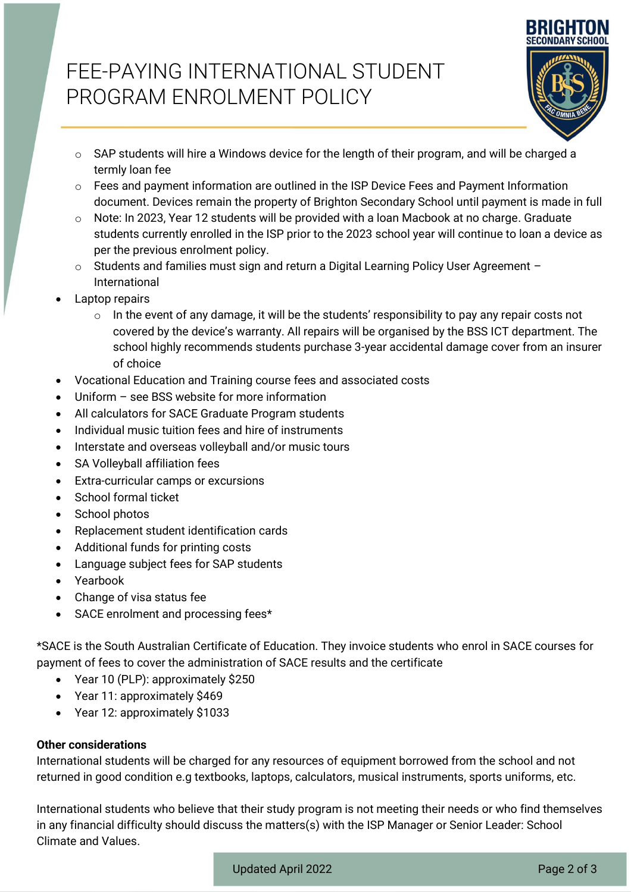- SAP students will hire a Windows device for the length of their program, and will be charged a termly loan fee
    - Fees and payment information are outlined in the ISP Device Fees and Payment Information document. Devices remain the property of Brighton Secondary School until payment is made in full
    - Note: In 2023, Year 12 students will be provided with a loan Macbook at no charge. Graduate students currently enrolled in the ISP prior to the 2023 school year will continue to loan a device as per the previous enrolment policy.
    - Students and families must sign and return a Digital Learning Policy User Agreement – International
- Laptop repairs
    - In the event of any damage, it will be the students' responsibility to pay any repair costs not covered by the device's warranty. All repairs will be organised by the BSS ICT department. The school highly recommends students purchase 3-year accidental damage cover from an insurer of choice
- Vocational Education and Training course fees and associated costs
- Uniform – see BSS website for more information
- All calculators for SACE Graduate Program students
- Individual music tuition fees and hire of instruments
- Interstate and overseas volleyball and/or music tours
- SA Volleyball affiliation fees
- Extra-curricular camps or excursions
- School formal ticket
- School photos
- Replacement student identification cards
- Additional funds for printing costs
- Language subject fees for SAP students
- Yearbook
- Change of visa status fee
- SACE enrolment and processing fees*

*SACE is the South Australian Certificate of Education. They invoice students who enrol in SACE courses for payment of fees to cover the administration of SACE results and the certificate

- Year 10 (PLP): approximately $250
- Year 11: approximately $469
- Year 12: approximately $1033

**Other considerations**

International students will be charged for any resources of equipment borrowed from the school and not returned in good condition e.g textbooks, laptops, calculators, musical instruments, sports uniforms, etc.

International students who believe that their study program is not meeting their needs or who find themselves in any financial difficulty should discuss the matters(s) with the ISP Manager or Senior Leader: School Climate and Values.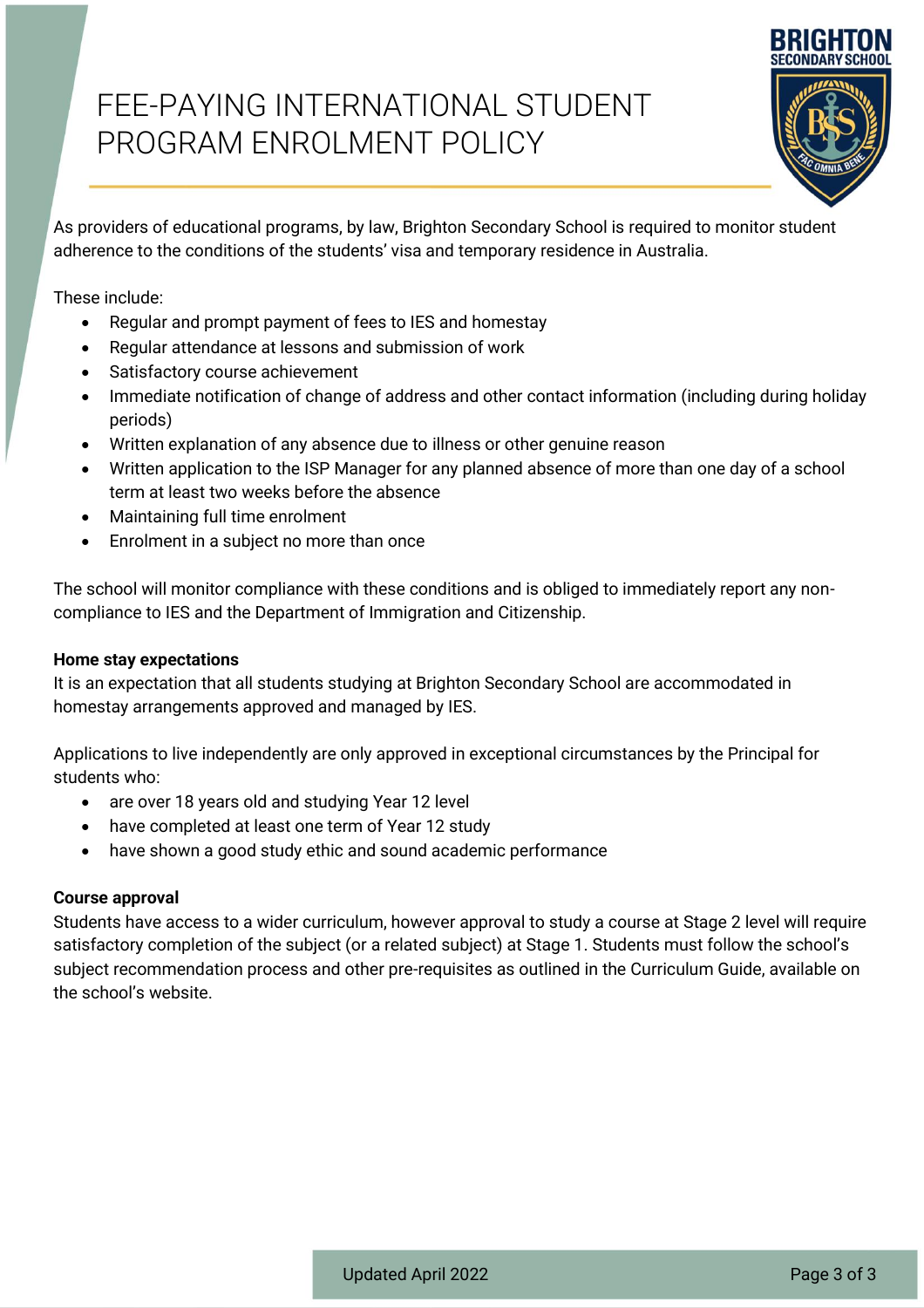# FEE-PAYING INTERNATIONAL STUDENT PROGRAM ENROLMENT POLICY

As providers of educational programs, by law, Brighton Secondary School is required to monitor student adherence to the conditions of the students' visa and temporary residence in Australia.

These include:

- Regular and prompt payment of fees to IES and homestay
- Regular attendance at lessons and submission of work
- Satisfactory course achievement
- Immediate notification of change of address and other contact information (including during holiday periods)
- Written explanation of any absence due to illness or other genuine reason
- Written application to the ISP Manager for any planned absence of more than one day of a school term at least two weeks before the absence
- Maintaining full time enrolment
- Enrolment in a subject no more than once

The school will monitor compliance with these conditions and is obliged to immediately report any non-compliance to IES and the Department of Immigration and Citizenship.

**Home stay expectations**

It is an expectation that all students studying at Brighton Secondary School are accommodated in homestay arrangements approved and managed by IES.

Applications to live independently are only approved in exceptional circumstances by the Principal for students who:

- are over 18 years old and studying Year 12 level
- have completed at least one term of Year 12 study
- have shown a good study ethic and sound academic performance

**Course approval**

Students have access to a wider curriculum, however approval to study a course at Stage 2 level will require satisfactory completion of the subject (or a related subject) at Stage 1. Students must follow the school's subject recommendation process and other pre-requisites as outlined in the Curriculum Guide, available on the school's website.

Updated April 2022